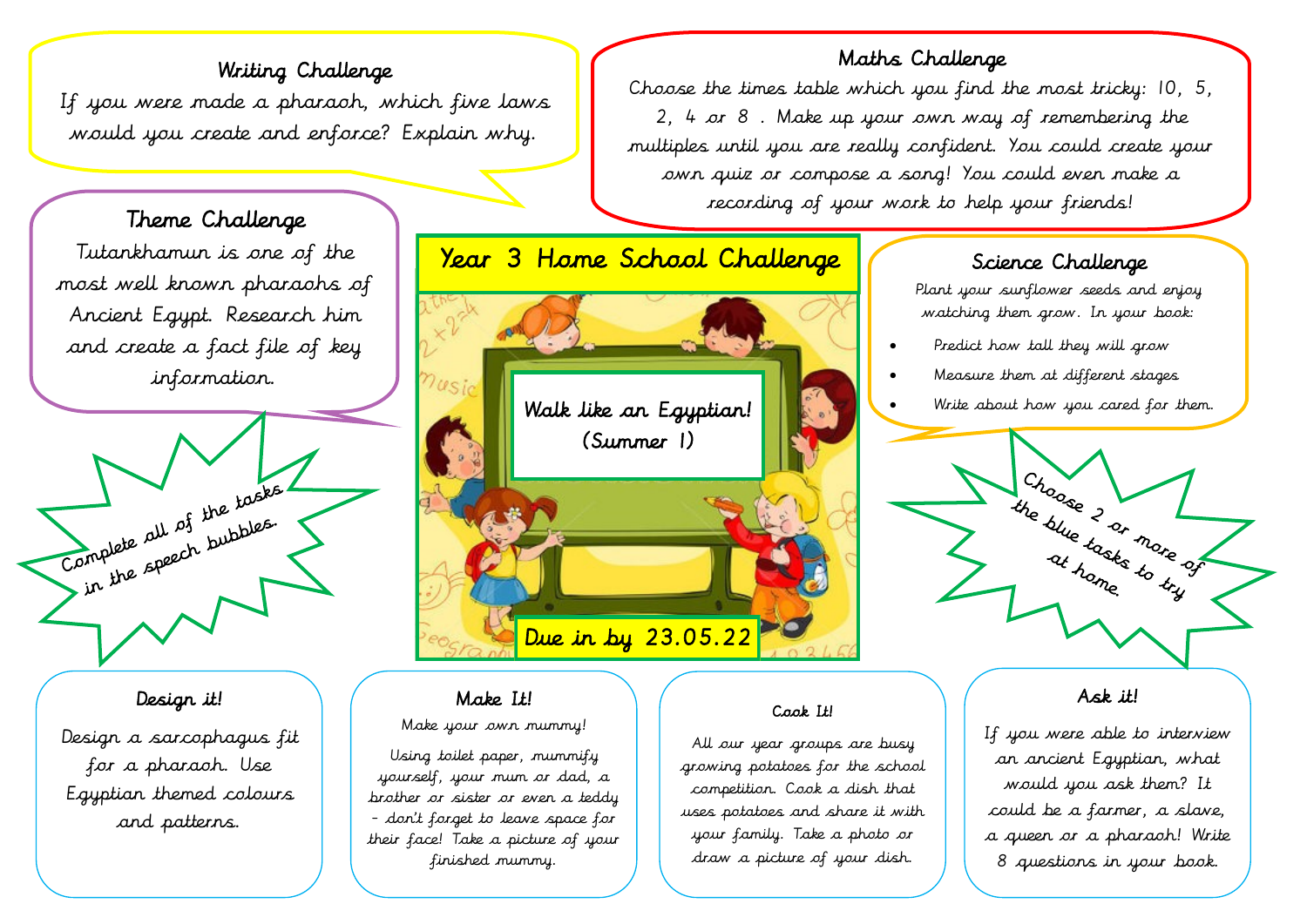# Year 3 Home School Challenge

**Walk like an Egyptian! (Summer 1)**

**Due in by 23.05.22**

## Writing Challenge

If you were made a pharaoh, which five laws would you create and enforce? Explain why.

## Maths Challenge

Choose the times table which you find the most tricky: 10, 5, 2, 4 or 8 . Make up your own way of remembering the multiples until you are really confident. You could create your own quiz or compose a song! You could even make a recording of your work to help your friends!

## Theme Challenge

Tutankhamun is one of the most well known pharaohs of Ancient Egypt. Research him and create a fact file of key information.

## Science Challenge

Plant your sunflower seeds and enjoy watching them grow. In your book:

- Predict how tall they will grow
- Measure them at different stages
- Write about how you cared for them.

Complete all of the tasks in the speech bubbles.

Choose 2 or more of the blue tasks to try at home.

### Design it!

Design a sarcophagus fit for a pharaoh. Use Egyptian themed colours and patterns.

### Make It!

Make your own mummy!

Using toilet paper, mummify yourself, your mum or dad, a brother or sister or even a teddy – don't forget to leave space for their face! Take a picture of your finished mummy.

### Cook It!

All our year groups are busy growing potatoes for the school competition. Cook a dish that uses potatoes and share it with your family. Take a photo or draw a picture of your dish.

### Ask it!

If you were able to interview an ancient Egyptian, what would you ask them? It could be a farmer, a slave, a queen or a pharaoh! Write 8 questions in your book.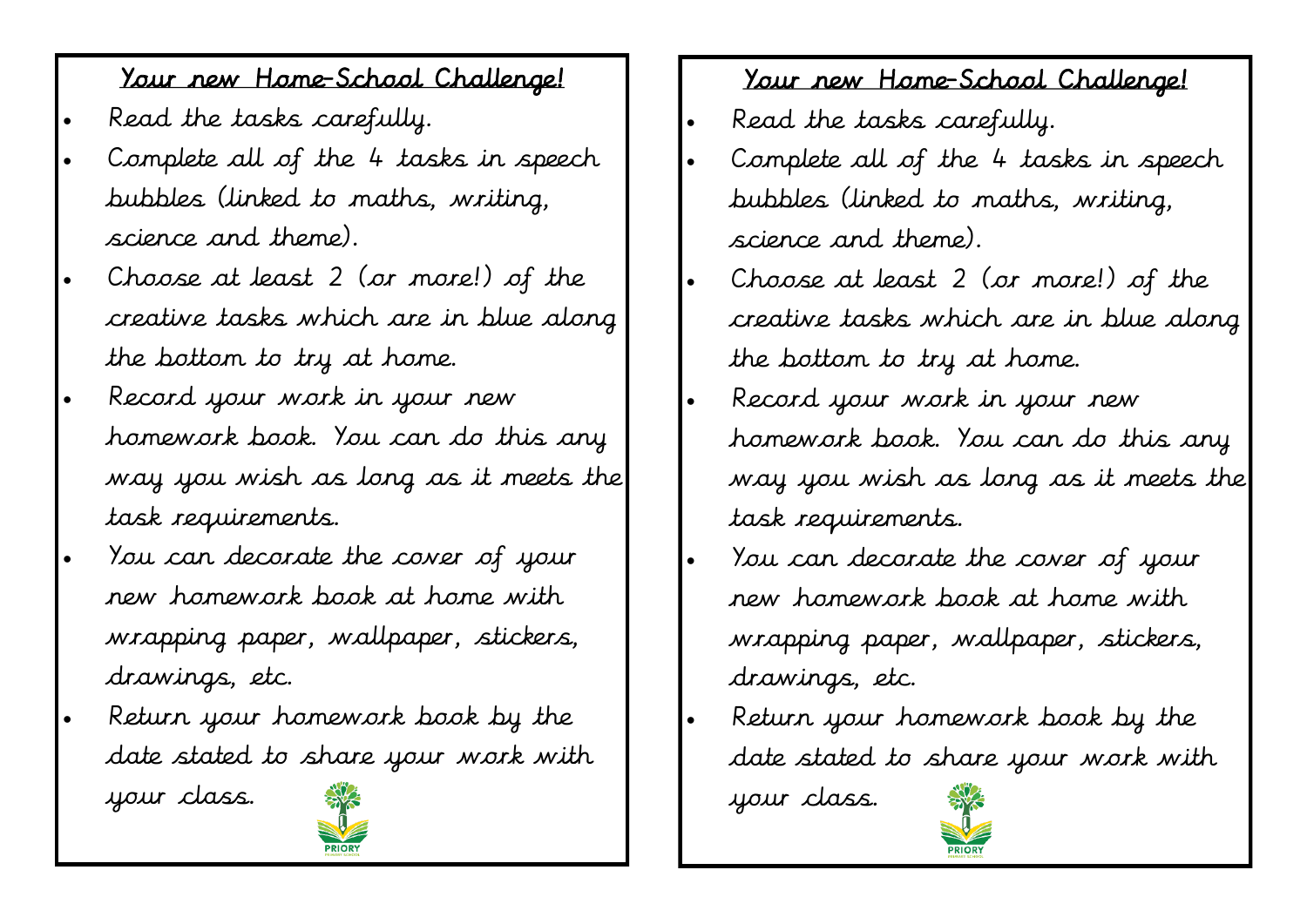## Your new Home-School Challenge!

- Read the tasks carefully.
- Complete all of the 4 tasks in speech bubbles (linked to maths, writing, science and theme).
- Choose at least 2 (or more!) of the creative tasks which are in blue along the bottom to try at home.
- Record your work in your new homework book. You can do this any way you wish as long as it meets the task requirements.
- You can decorate the cover of your new homework book at home with wrapping paper, wallpaper, stickers, drawings, etc.
- Return your homework book by the date stated to share your work with your class.

PRIORY

## Your new Home-School Challenge!

- Read the tasks carefully.
- Complete all of the 4 tasks in speech bubbles (linked to maths, writing, science and theme).
- Choose at least 2 (or more!) of the creative tasks which are in blue along the bottom to try at home.
- Record your work in your new homework book. You can do this any way you wish as long as it meets the task requirements.
- You can decorate the cover of your new homework book at home with wrapping paper, wallpaper, stickers, drawings, etc.
- Return your homework book by the date stated to share your work with your class.

PRIORY